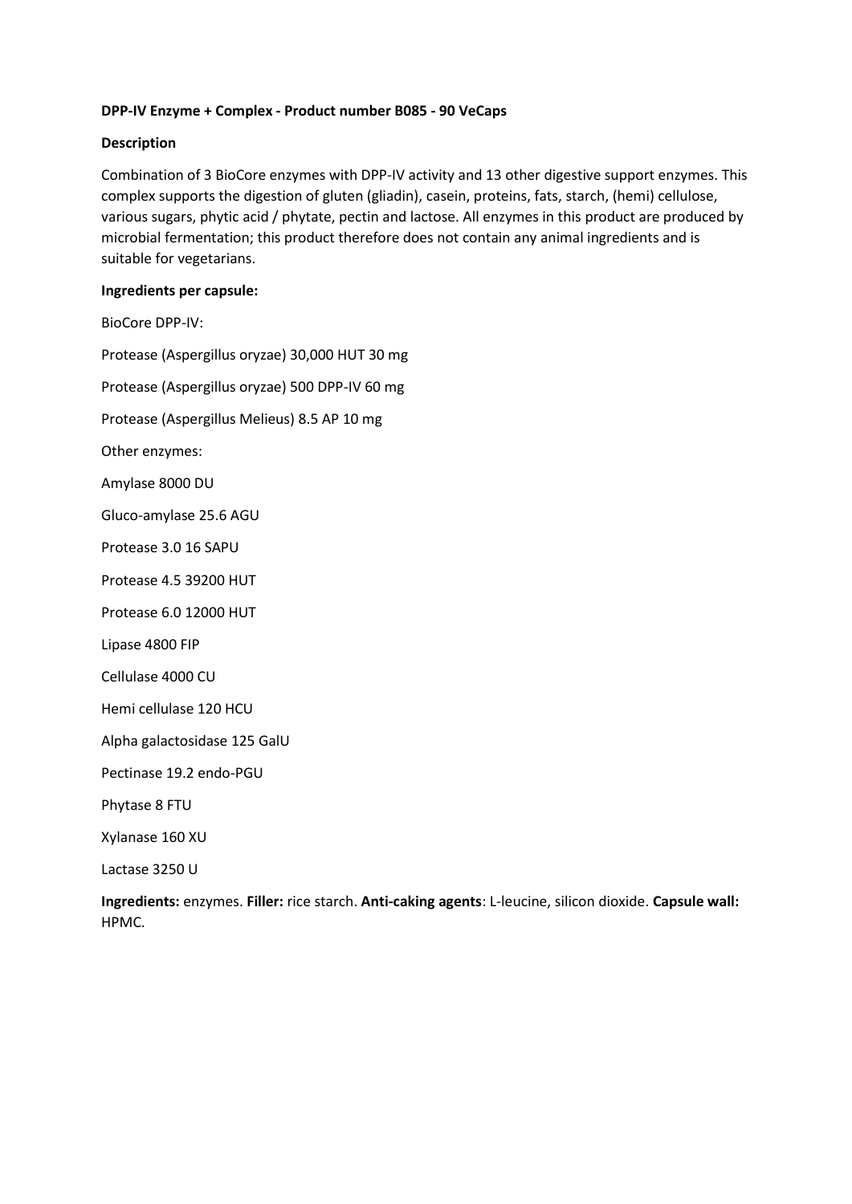**DPP-IV Enzyme + Complex - Product number B085 - 90 VeCaps**

**Description**

Combination of 3 BioCore enzymes with DPP-IV activity and 13 other digestive support enzymes. This complex supports the digestion of gluten (gliadin), casein, proteins, fats, starch, (hemi) cellulose, various sugars, phytic acid / phytate, pectin and lactose. All enzymes in this product are produced by microbial fermentation; this product therefore does not contain any animal ingredients and is suitable for vegetarians.

**Ingredients per capsule:**

BioCore DPP-IV:

Protease (Aspergillus oryzae) 30,000 HUT 30 mg

Protease (Aspergillus oryzae) 500 DPP-IV 60 mg

Protease (Aspergillus Melieus) 8.5 AP 10 mg

Other enzymes:

Amylase 8000 DU

Gluco-amylase 25.6 AGU

Protease 3.0 16 SAPU

Protease 4.5 39200 HUT

Protease 6.0 12000 HUT

Lipase 4800 FIP

Cellulase 4000 CU

Hemi cellulase 120 HCU

Alpha galactosidase 125 GalU

Pectinase 19.2 endo-PGU

Phytase 8 FTU

Xylanase 160 XU

Lactase 3250 U

**Ingredients:** enzymes. **Filler:** rice starch. **Anti-caking agents**: L-leucine, silicon dioxide. **Capsule wall:** HPMC.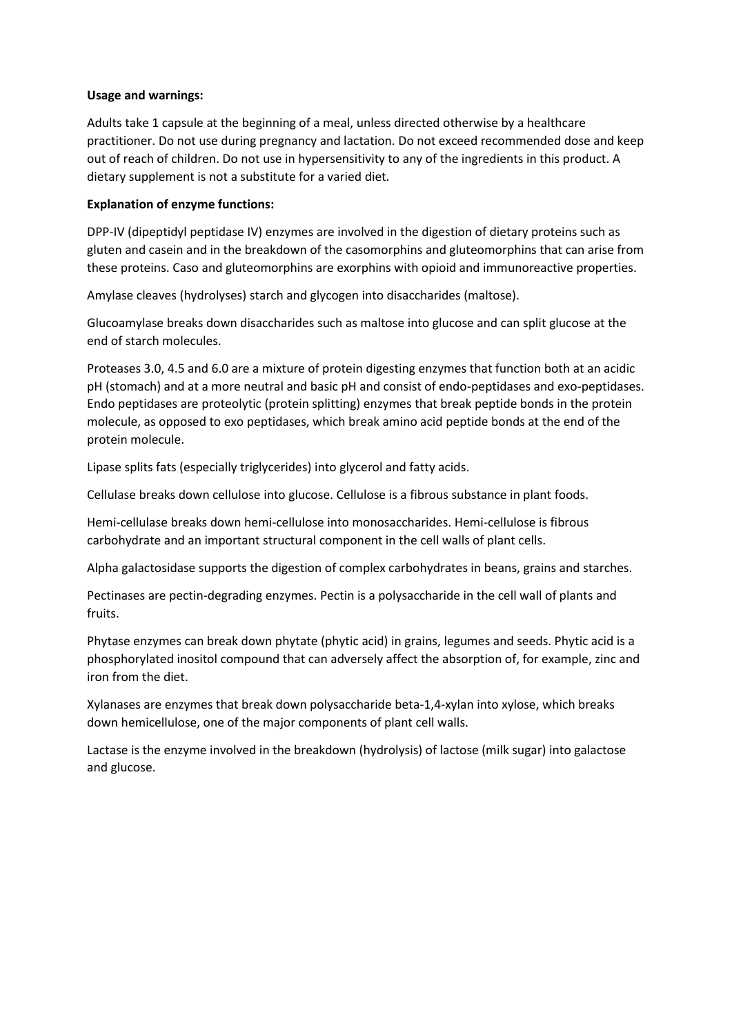**Usage and warnings:**

Adults take 1 capsule at the beginning of a meal, unless directed otherwise by a healthcare practitioner. Do not use during pregnancy and lactation. Do not exceed recommended dose and keep out of reach of children. Do not use in hypersensitivity to any of the ingredients in this product. A dietary supplement is not a substitute for a varied diet.

**Explanation of enzyme functions:**

DPP-IV (dipeptidyl peptidase IV) enzymes are involved in the digestion of dietary proteins such as gluten and casein and in the breakdown of the casomorphins and gluteomorphins that can arise from these proteins. Caso and gluteomorphins are exorphins with opioid and immunoreactive properties.

Amylase cleaves (hydrolyses) starch and glycogen into disaccharides (maltose).

Glucoamylase breaks down disaccharides such as maltose into glucose and can split glucose at the end of starch molecules.

Proteases 3.0, 4.5 and 6.0 are a mixture of protein digesting enzymes that function both at an acidic pH (stomach) and at a more neutral and basic pH and consist of endo-peptidases and exo-peptidases. Endo peptidases are proteolytic (protein splitting) enzymes that break peptide bonds in the protein molecule, as opposed to exo peptidases, which break amino acid peptide bonds at the end of the protein molecule.

Lipase splits fats (especially triglycerides) into glycerol and fatty acids.

Cellulase breaks down cellulose into glucose. Cellulose is a fibrous substance in plant foods.

Hemi-cellulase breaks down hemi-cellulose into monosaccharides. Hemi-cellulose is fibrous carbohydrate and an important structural component in the cell walls of plant cells.

Alpha galactosidase supports the digestion of complex carbohydrates in beans, grains and starches.

Pectinases are pectin-degrading enzymes. Pectin is a polysaccharide in the cell wall of plants and fruits.

Phytase enzymes can break down phytate (phytic acid) in grains, legumes and seeds. Phytic acid is a phosphorylated inositol compound that can adversely affect the absorption of, for example, zinc and iron from the diet.

Xylanases are enzymes that break down polysaccharide beta-1,4-xylan into xylose, which breaks down hemicellulose, one of the major components of plant cell walls.

Lactase is the enzyme involved in the breakdown (hydrolysis) of lactose (milk sugar) into galactose and glucose.